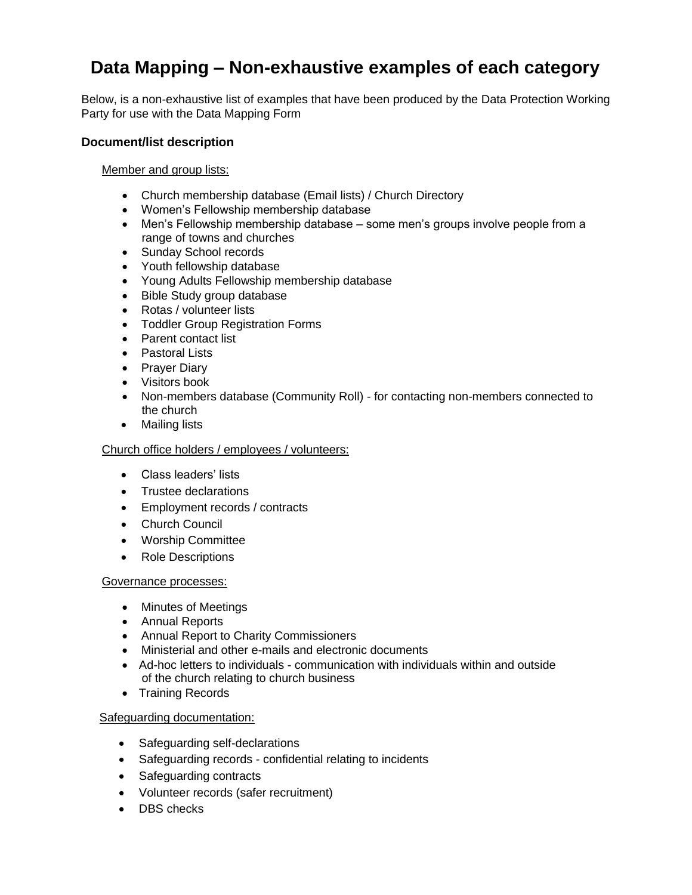# Data Mapping – Non-exhaustive examples of each category

Below, is a non-exhaustive list of examples that have been produced by the Data Protection Working Party for use with the Data Mapping Form

### Document/list description

Member and group lists:

- Church membership database (Email lists) / Church Directory
- Women's Fellowship membership database
- Men's Fellowship membership database – some men's groups involve people from a range of towns and churches
- Sunday School records
- Youth fellowship database
- Young Adults Fellowship membership database
- Bible Study group database
- Rotas / volunteer lists
- Toddler Group Registration Forms
- Parent contact list
- Pastoral Lists
- Prayer Diary
- Visitors book
- Non-members database (Community Roll) - for contacting non-members connected to the church
- Mailing lists

Church office holders / employees / volunteers:

- Class leaders' lists
- Trustee declarations
- Employment records / contracts
- Church Council
- Worship Committee
- Role Descriptions

Governance processes:

- Minutes of Meetings
- Annual Reports
- Annual Report to Charity Commissioners
- Ministerial and other e-mails and electronic documents
- Ad-hoc letters to individuals - communication with individuals within and outside of the church relating to church business
- Training Records

Safeguarding documentation:

- Safeguarding self-declarations
- Safeguarding records - confidential relating to incidents
- Safeguarding contracts
- Volunteer records (safer recruitment)
- DBS checks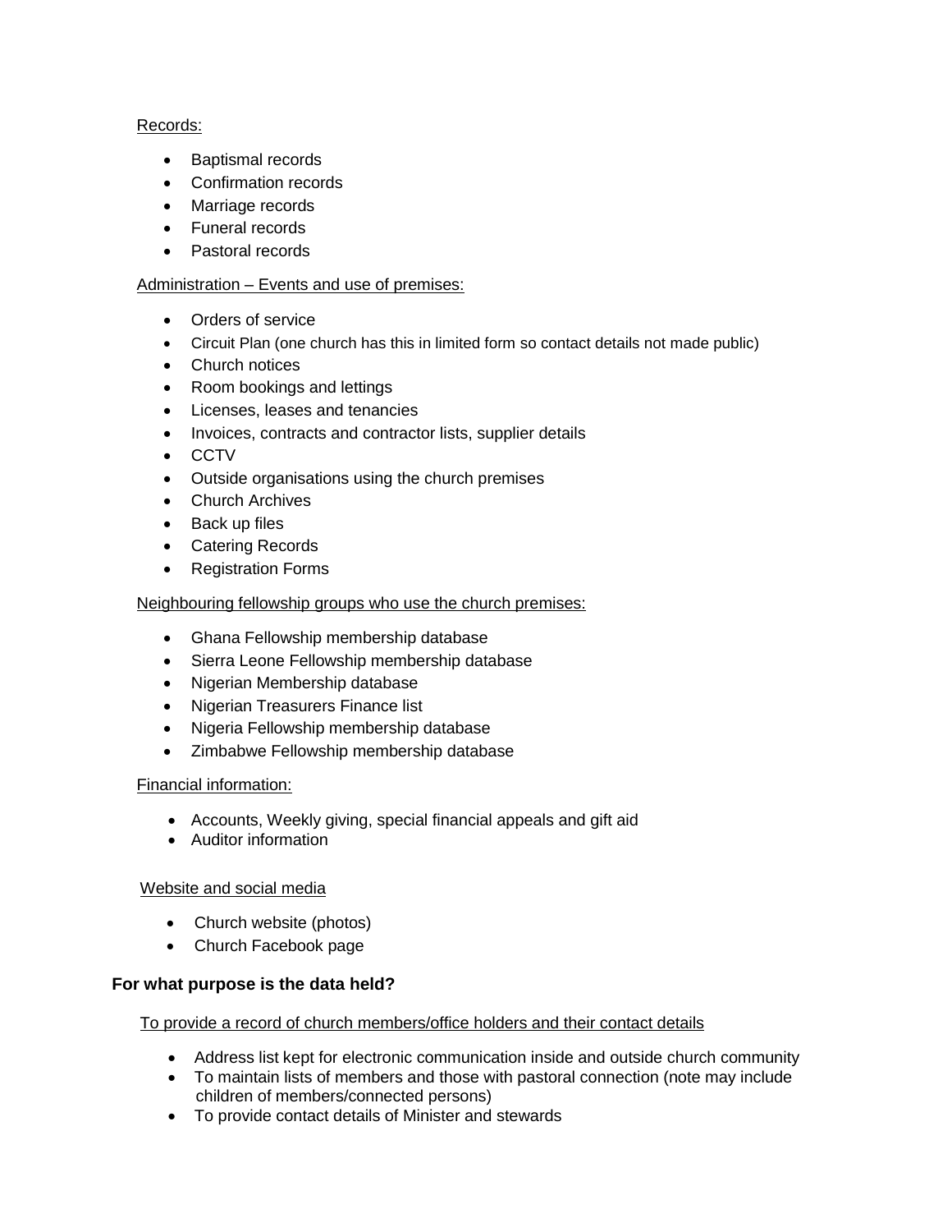Records:

- Baptismal records
- Confirmation records
- Marriage records
- Funeral records
- Pastoral records

Administration – Events and use of premises:

- Orders of service
- Circuit Plan (one church has this in limited form so contact details not made public)
- Church notices
- Room bookings and lettings
- Licenses, leases and tenancies
- Invoices, contracts and contractor lists, supplier details
- CCTV
- Outside organisations using the church premises
- Church Archives
- Back up files
- Catering Records
- Registration Forms

Neighbouring fellowship groups who use the church premises:

- Ghana Fellowship membership database
- Sierra Leone Fellowship membership database
- Nigerian Membership database
- Nigerian Treasurers Finance list
- Nigeria Fellowship membership database
- Zimbabwe Fellowship membership database

Financial information:

- Accounts, Weekly giving, special financial appeals and gift aid
- Auditor information

Website and social media

- Church website (photos)
- Church Facebook page

**For what purpose is the data held?**

To provide a record of church members/office holders and their contact details

- Address list kept for electronic communication inside and outside church community
- To maintain lists of members and those with pastoral connection (note may include children of members/connected persons)
- To provide contact details of Minister and stewards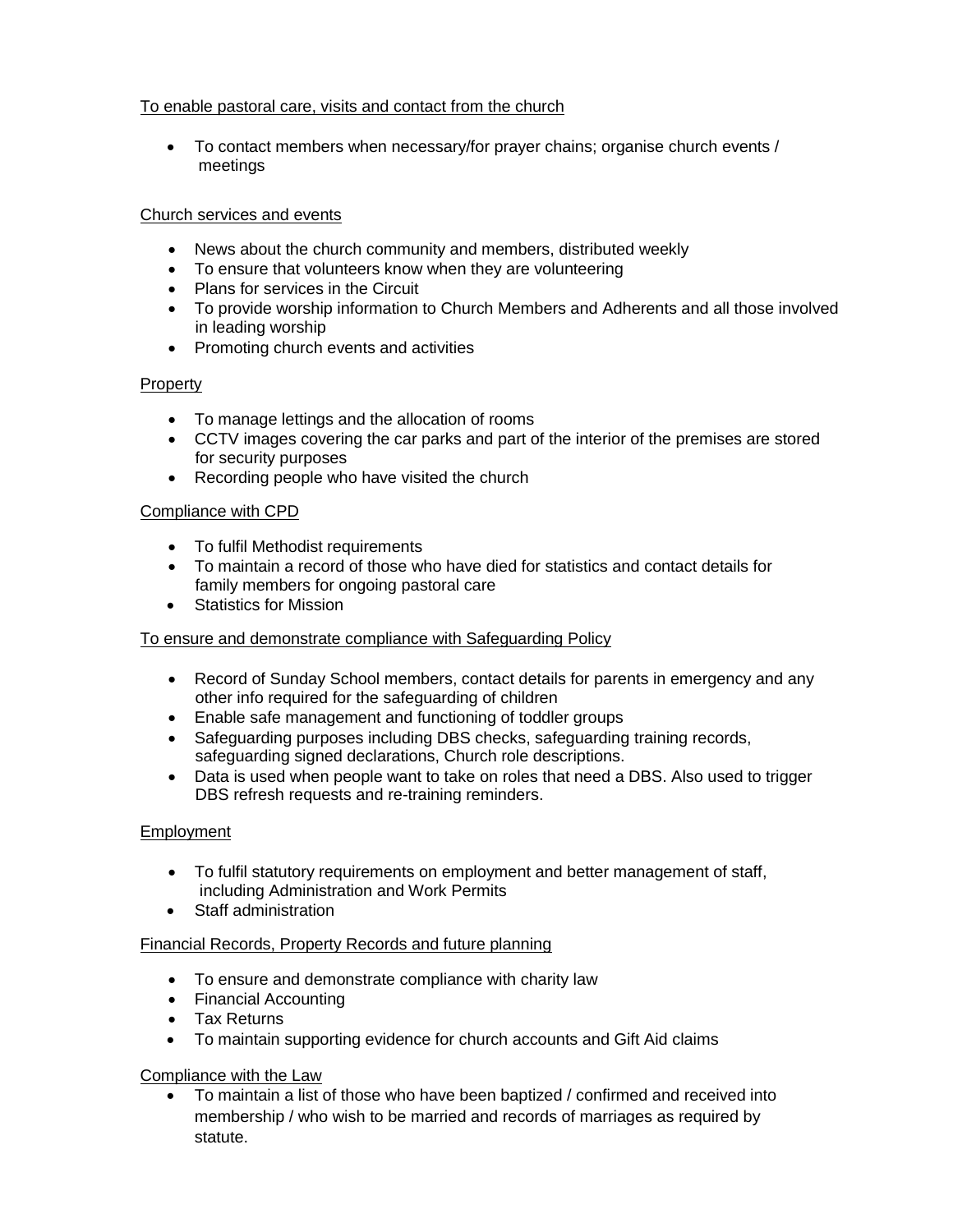<u>To enable pastoral care, visits and contact from the church</u>

- To contact members when necessary/for prayer chains; organise church events / meetings

<u>Church services and events</u>

- News about the church community and members, distributed weekly
- To ensure that volunteers know when they are volunteering
- Plans for services in the Circuit
- To provide worship information to Church Members and Adherents and all those involved in leading worship
- Promoting church events and activities

<u>Property</u>

- To manage lettings and the allocation of rooms
- CCTV images covering the car parks and part of the interior of the premises are stored for security purposes
- Recording people who have visited the church

<u>Compliance with CPD</u>

- To fulfil Methodist requirements
- To maintain a record of those who have died for statistics and contact details for family members for ongoing pastoral care
- Statistics for Mission

<u>To ensure and demonstrate compliance with Safeguarding Policy</u>

- Record of Sunday School members, contact details for parents in emergency and any other info required for the safeguarding of children
- Enable safe management and functioning of toddler groups
- Safeguarding purposes including DBS checks, safeguarding training records, safeguarding signed declarations, Church role descriptions.
- Data is used when people want to take on roles that need a DBS. Also used to trigger DBS refresh requests and re-training reminders.

<u>Employment</u>

- To fulfil statutory requirements on employment and better management of staff, including Administration and Work Permits
- Staff administration

<u>Financial Records, Property Records and future planning</u>

- To ensure and demonstrate compliance with charity law
- Financial Accounting
- Tax Returns
- To maintain supporting evidence for church accounts and Gift Aid claims

<u>Compliance with the Law</u>

- To maintain a list of those who have been baptized / confirmed and received into membership / who wish to be married and records of marriages as required by statute.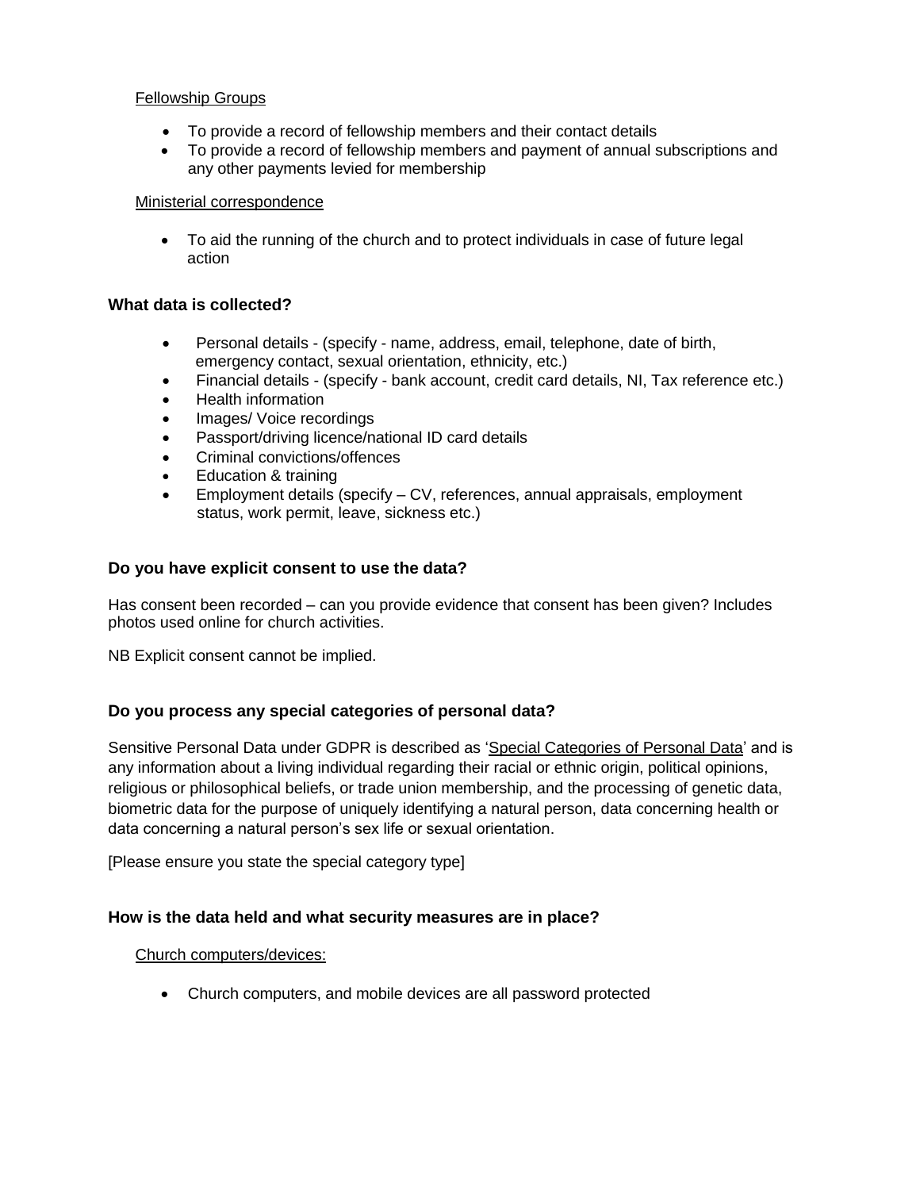Fellowship Groups

- To provide a record of fellowship members and their contact details
- To provide a record of fellowship members and payment of annual subscriptions and any other payments levied for membership

Ministerial correspondence

- To aid the running of the church and to protect individuals in case of future legal action

### What data is collected?

- Personal details - (specify - name, address, email, telephone, date of birth, emergency contact, sexual orientation, ethnicity, etc.)
- Financial details - (specify - bank account, credit card details, NI, Tax reference etc.)
- Health information
- Images/ Voice recordings
- Passport/driving licence/national ID card details
- Criminal convictions/offences
- Education & training
- Employment details (specify – CV, references, annual appraisals, employment status, work permit, leave, sickness etc.)

### Do you have explicit consent to use the data?

Has consent been recorded – can you provide evidence that consent has been given? Includes photos used online for church activities.

NB Explicit consent cannot be implied.

### Do you process any special categories of personal data?

Sensitive Personal Data under GDPR is described as 'Special Categories of Personal Data' and is any information about a living individual regarding their racial or ethnic origin, political opinions, religious or philosophical beliefs, or trade union membership, and the processing of genetic data, biometric data for the purpose of uniquely identifying a natural person, data concerning health or data concerning a natural person's sex life or sexual orientation.

[Please ensure you state the special category type]

### How is the data held and what security measures are in place?

Church computers/devices:

- Church computers, and mobile devices are all password protected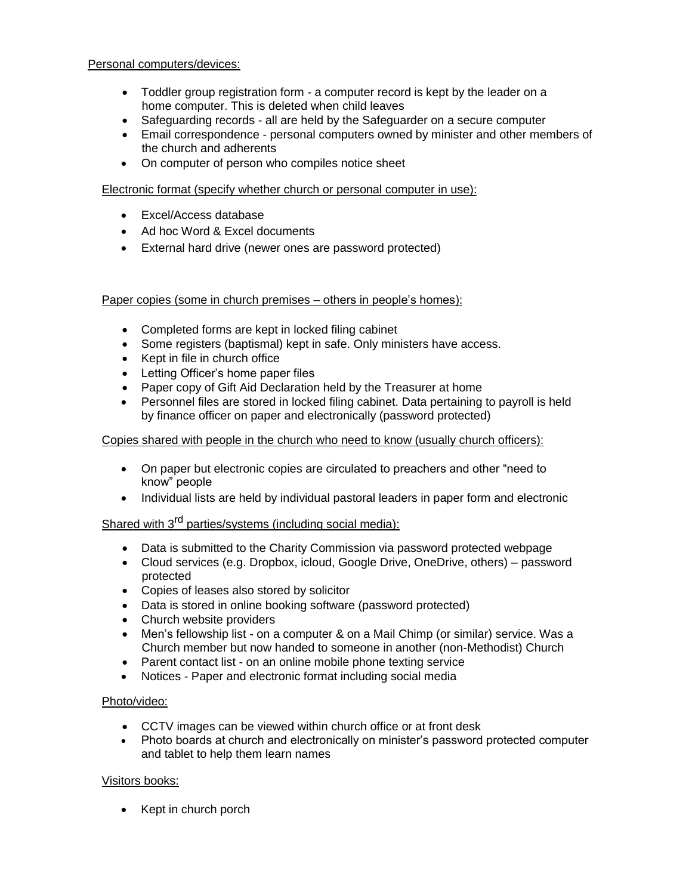Personal computers/devices:

- Toddler group registration form - a computer record is kept by the leader on a home computer. This is deleted when child leaves
- Safeguarding records - all are held by the Safeguarder on a secure computer
- Email correspondence - personal computers owned by minister and other members of the church and adherents
- On computer of person who compiles notice sheet

Electronic format (specify whether church or personal computer in use):

- Excel/Access database
- Ad hoc Word & Excel documents
- External hard drive (newer ones are password protected)

Paper copies (some in church premises – others in people's homes):

- Completed forms are kept in locked filing cabinet
- Some registers (baptismal) kept in safe. Only ministers have access.
- Kept in file in church office
- Letting Officer's home paper files
- Paper copy of Gift Aid Declaration held by the Treasurer at home
- Personnel files are stored in locked filing cabinet. Data pertaining to payroll is held by finance officer on paper and electronically (password protected)

Copies shared with people in the church who need to know (usually church officers):

- On paper but electronic copies are circulated to preachers and other "need to know" people
- Individual lists are held by individual pastoral leaders in paper form and electronic

Shared with 3rd parties/systems (including social media):

- Data is submitted to the Charity Commission via password protected webpage
- Cloud services (e.g. Dropbox, icloud, Google Drive, OneDrive, others) – password protected
- Copies of leases also stored by solicitor
- Data is stored in online booking software (password protected)
- Church website providers
- Men's fellowship list - on a computer & on a Mail Chimp (or similar) service. Was a Church member but now handed to someone in another (non-Methodist) Church
- Parent contact list - on an online mobile phone texting service
- Notices - Paper and electronic format including social media

Photo/video:

- CCTV images can be viewed within church office or at front desk
- Photo boards at church and electronically on minister's password protected computer and tablet to help them learn names

Visitors books:

- Kept in church porch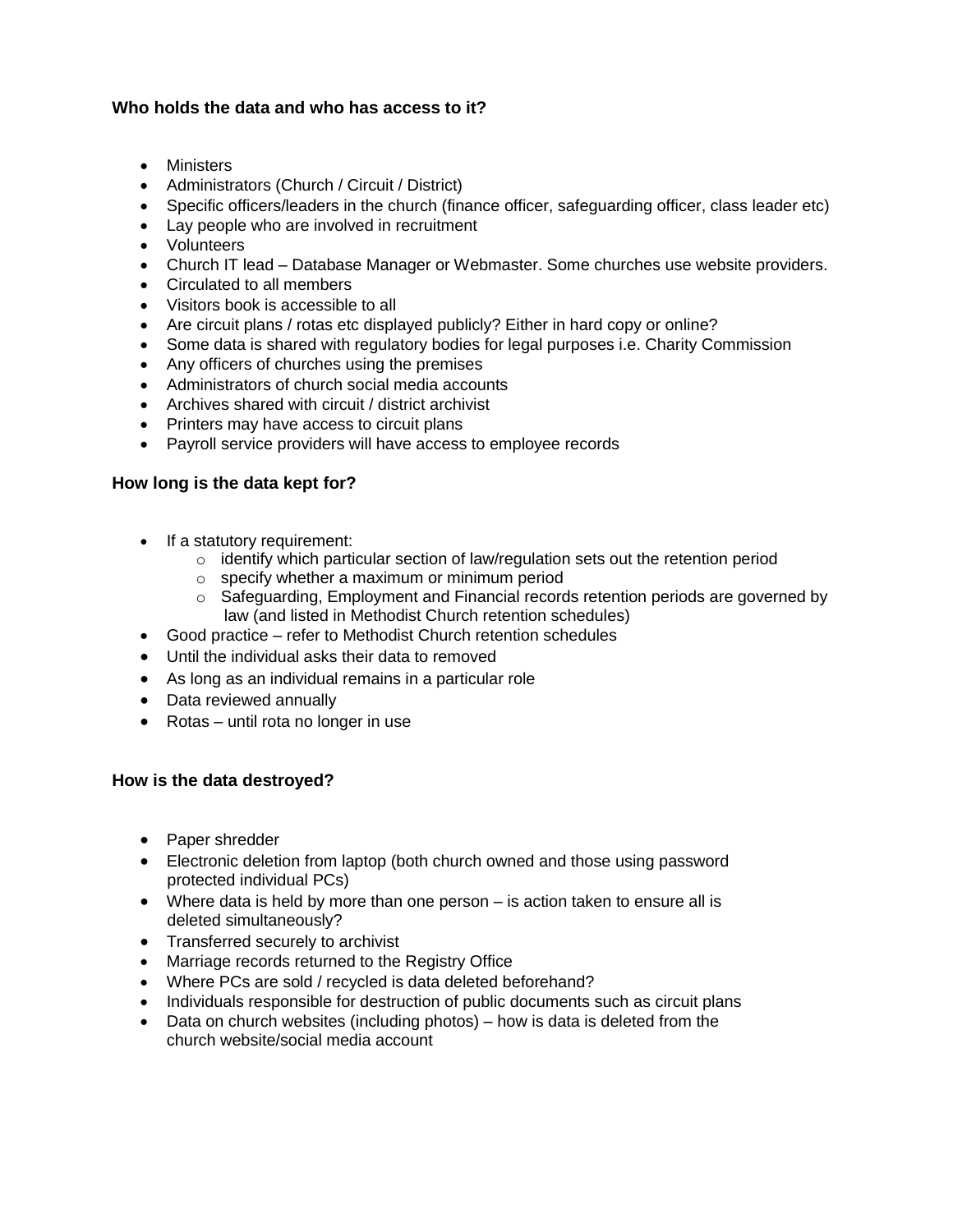**Who holds the data and who has access to it?**

- Ministers
- Administrators (Church / Circuit / District)
- Specific officers/leaders in the church (finance officer, safeguarding officer, class leader etc)
- Lay people who are involved in recruitment
- Volunteers
- Church IT lead – Database Manager or Webmaster. Some churches use website providers.
- Circulated to all members
- Visitors book is accessible to all
- Are circuit plans / rotas etc displayed publicly? Either in hard copy or online?
- Some data is shared with regulatory bodies for legal purposes i.e. Charity Commission
- Any officers of churches using the premises
- Administrators of church social media accounts
- Archives shared with circuit / district archivist
- Printers may have access to circuit plans
- Payroll service providers will have access to employee records

**How long is the data kept for?**

- If a statutory requirement:
  - identify which particular section of law/regulation sets out the retention period
  - specify whether a maximum or minimum period
  - Safeguarding, Employment and Financial records retention periods are governed by law (and listed in Methodist Church retention schedules)
- Good practice – refer to Methodist Church retention schedules
- Until the individual asks their data to removed
- As long as an individual remains in a particular role
- Data reviewed annually
- Rotas – until rota no longer in use

**How is the data destroyed?**

- Paper shredder
- Electronic deletion from laptop (both church owned and those using password protected individual PCs)
- Where data is held by more than one person – is action taken to ensure all is deleted simultaneously?
- Transferred securely to archivist
- Marriage records returned to the Registry Office
- Where PCs are sold / recycled is data deleted beforehand?
- Individuals responsible for destruction of public documents such as circuit plans
- Data on church websites (including photos) – how is data is deleted from the church website/social media account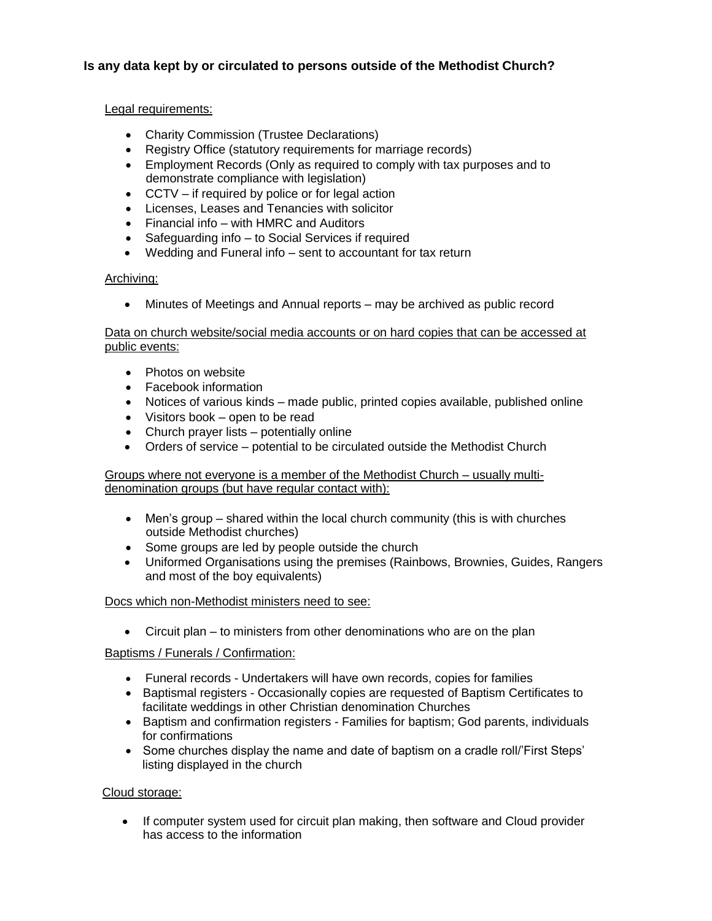**Is any data kept by or circulated to persons outside of the Methodist Church?**

Legal requirements:

- Charity Commission (Trustee Declarations)
- Registry Office (statutory requirements for marriage records)
- Employment Records (Only as required to comply with tax purposes and to demonstrate compliance with legislation)
- CCTV – if required by police or for legal action
- Licenses, Leases and Tenancies with solicitor
- Financial info – with HMRC and Auditors
- Safeguarding info – to Social Services if required
- Wedding and Funeral info – sent to accountant for tax return

Archiving:

- Minutes of Meetings and Annual reports – may be archived as public record

Data on church website/social media accounts or on hard copies that can be accessed at public events:

- Photos on website
- Facebook information
- Notices of various kinds – made public, printed copies available, published online
- Visitors book – open to be read
- Church prayer lists – potentially online
- Orders of service – potential to be circulated outside the Methodist Church

Groups where not everyone is a member of the Methodist Church – usually multi-denomination groups (but have regular contact with):

- Men's group – shared within the local church community (this is with churches outside Methodist churches)
- Some groups are led by people outside the church
- Uniformed Organisations using the premises (Rainbows, Brownies, Guides, Rangers and most of the boy equivalents)

Docs which non-Methodist ministers need to see:

- Circuit plan – to ministers from other denominations who are on the plan

Baptisms / Funerals / Confirmation:

- Funeral records - Undertakers will have own records, copies for families
- Baptismal registers - Occasionally copies are requested of Baptism Certificates to facilitate weddings in other Christian denomination Churches
- Baptism and confirmation registers - Families for baptism; God parents, individuals for confirmations
- Some churches display the name and date of baptism on a cradle roll/'First Steps' listing displayed in the church

Cloud storage:

- If computer system used for circuit plan making, then software and Cloud provider has access to the information